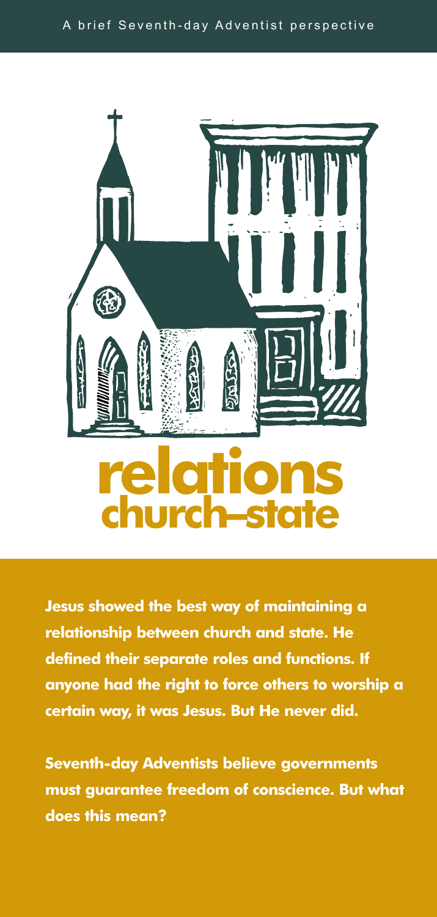A brief Seventh-day Adventist perspective

# relations church–state

**Jesus showed the best way of maintaining a relationship between church and state. He defined their separate roles and functions. If anyone had the right to force others to worship a certain way, it was Jesus. But He never did.**

**Seventh-day Adventists believe governments must guarantee freedom of conscience. But what does this mean?**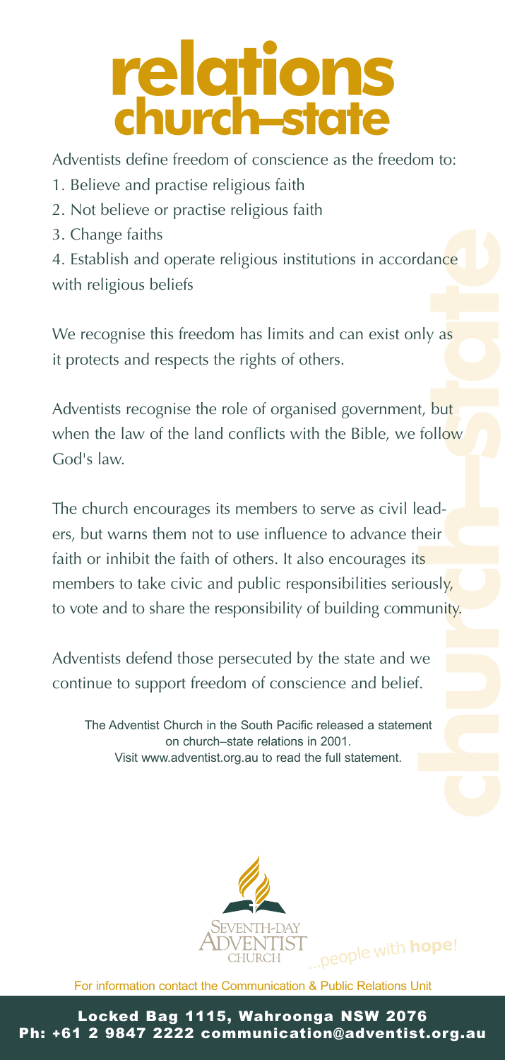# relations church–state

Adventists define freedom of conscience as the freedom to:

1. Believe and practise religious faith
2. Not believe or practise religious faith
3. Change faiths
4. Establish and operate religious institutions in accordance with religious beliefs

We recognise this freedom has limits and can exist only as it protects and respects the rights of others.

Adventists recognise the role of organised government, but when the law of the land conflicts with the Bible, we follow God's law.

The church encourages its members to serve as civil leaders, but warns them not to use influence to advance their faith or inhibit the faith of others. It also encourages its members to take civic and public responsibilities seriously, to vote and to share the responsibility of building community.

Adventists defend those persecuted by the state and we continue to support freedom of conscience and belief.

The Adventist Church in the South Pacific released a statement on church–state relations in 2001.
Visit www.adventist.org.au to read the full statement.

Seventh-day Adventist Church

...people with **hope**!

For information contact the Communication & Public Relations Unit

**Locked Bag 1115, Wahroonga NSW 2076**
**Ph: +61 2 9847 2222 communication@adventist.org.au**